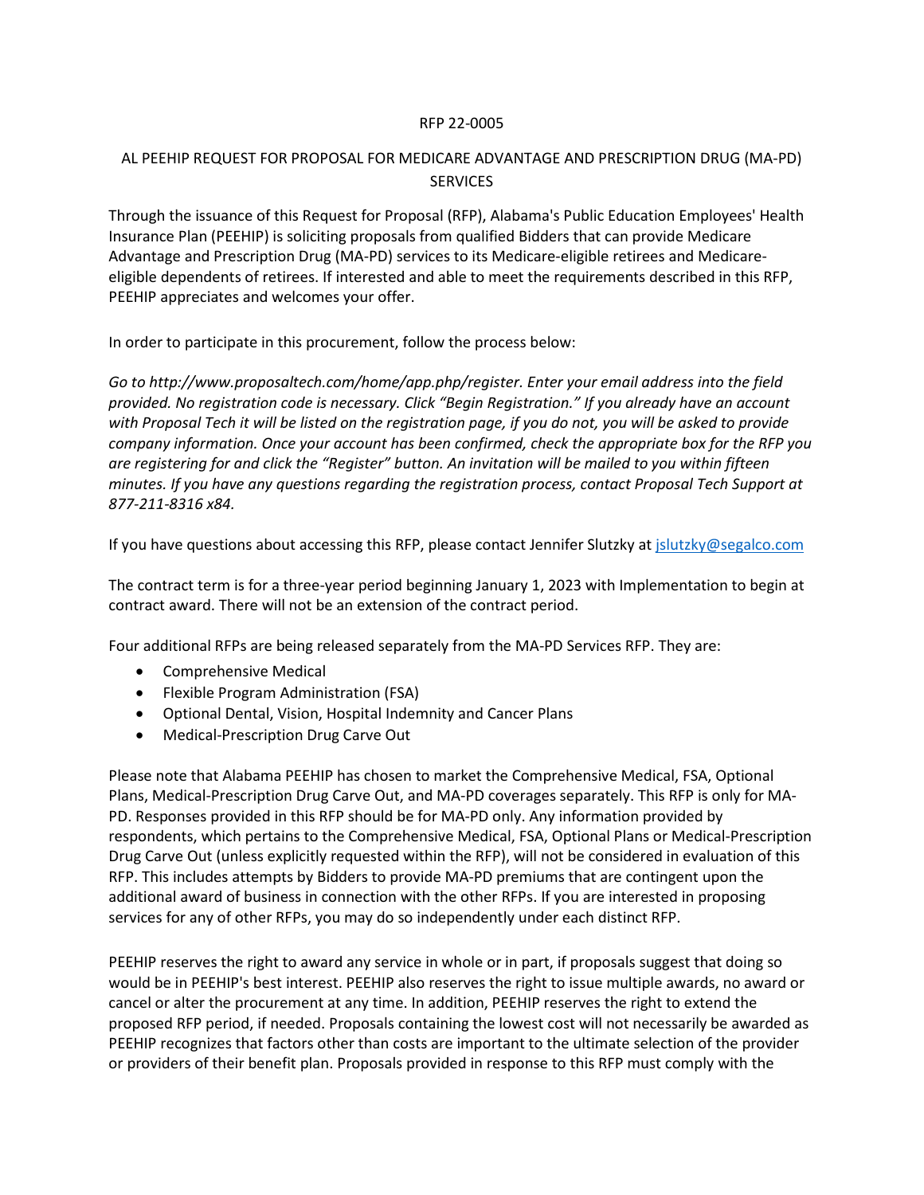RFP 22-0005

# AL PEEHIP REQUEST FOR PROPOSAL FOR MEDICARE ADVANTAGE AND PRESCRIPTION DRUG (MA-PD) SERVICES

Through the issuance of this Request for Proposal (RFP), Alabama's Public Education Employees' Health Insurance Plan (PEEHIP) is soliciting proposals from qualified Bidders that can provide Medicare Advantage and Prescription Drug (MA-PD) services to its Medicare-eligible retirees and Medicare-eligible dependents of retirees. If interested and able to meet the requirements described in this RFP, PEEHIP appreciates and welcomes your offer.

In order to participate in this procurement, follow the process below:

*Go to http://www.proposaltech.com/home/app.php/register. Enter your email address into the field provided. No registration code is necessary. Click "Begin Registration." If you already have an account with Proposal Tech it will be listed on the registration page, if you do not, you will be asked to provide company information. Once your account has been confirmed, check the appropriate box for the RFP you are registering for and click the "Register" button. An invitation will be mailed to you within fifteen minutes. If you have any questions regarding the registration process, contact Proposal Tech Support at 877-211-8316 x84.*

If you have questions about accessing this RFP, please contact Jennifer Slutzky at [jslutzky@segalco.com](mailto:jslutzky@segalco.com)

The contract term is for a three-year period beginning January 1, 2023 with Implementation to begin at contract award. There will not be an extension of the contract period.

Four additional RFPs are being released separately from the MA-PD Services RFP. They are:

- Comprehensive Medical
- Flexible Program Administration (FSA)
- Optional Dental, Vision, Hospital Indemnity and Cancer Plans
- Medical-Prescription Drug Carve Out

Please note that Alabama PEEHIP has chosen to market the Comprehensive Medical, FSA, Optional Plans, Medical-Prescription Drug Carve Out, and MA-PD coverages separately. This RFP is only for MA-PD. Responses provided in this RFP should be for MA-PD only. Any information provided by respondents, which pertains to the Comprehensive Medical, FSA, Optional Plans or Medical-Prescription Drug Carve Out (unless explicitly requested within the RFP), will not be considered in evaluation of this RFP. This includes attempts by Bidders to provide MA-PD premiums that are contingent upon the additional award of business in connection with the other RFPs. If you are interested in proposing services for any of other RFPs, you may do so independently under each distinct RFP.

PEEHIP reserves the right to award any service in whole or in part, if proposals suggest that doing so would be in PEEHIP's best interest. PEEHIP also reserves the right to issue multiple awards, no award or cancel or alter the procurement at any time. In addition, PEEHIP reserves the right to extend the proposed RFP period, if needed. Proposals containing the lowest cost will not necessarily be awarded as PEEHIP recognizes that factors other than costs are important to the ultimate selection of the provider or providers of their benefit plan. Proposals provided in response to this RFP must comply with the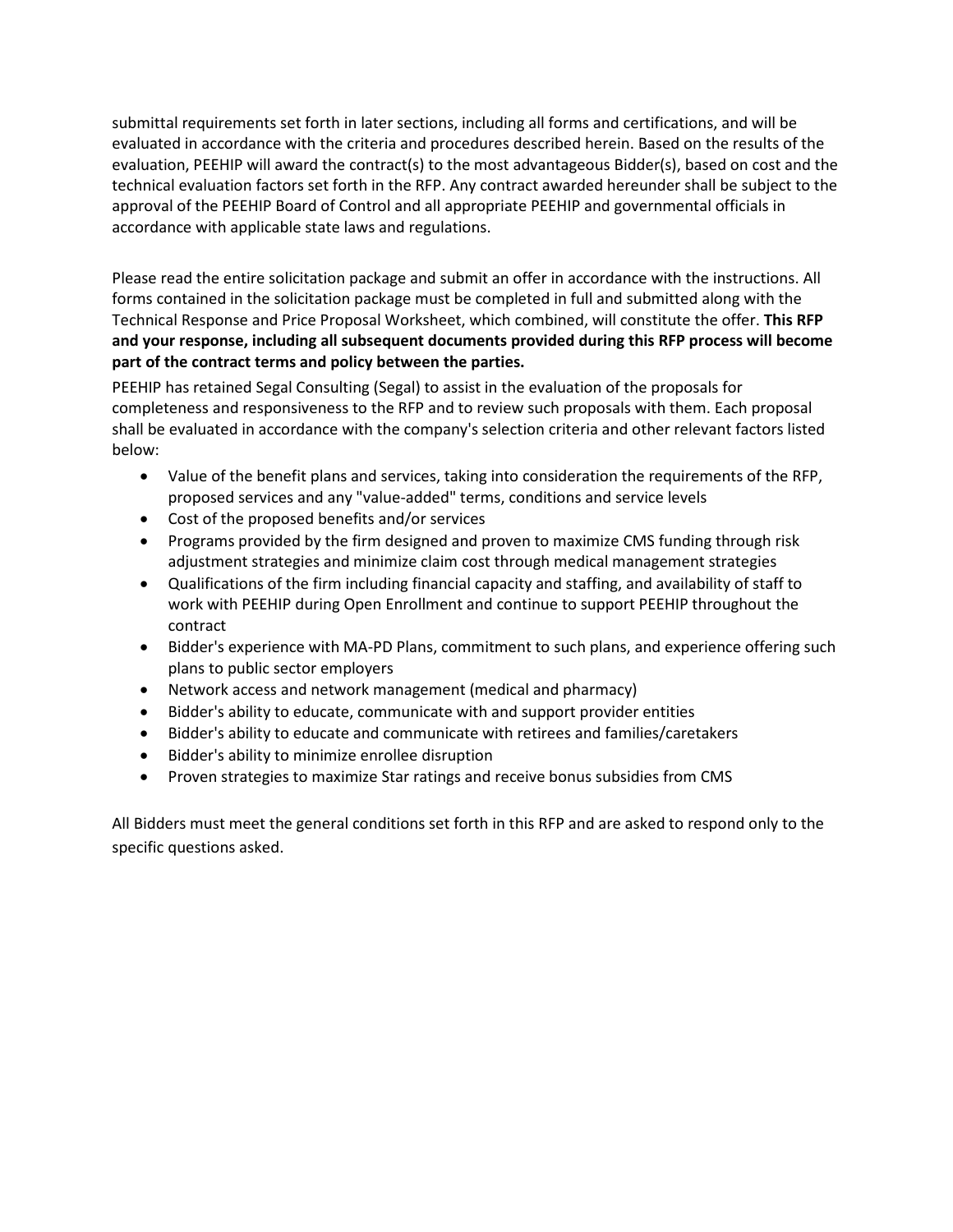submittal requirements set forth in later sections, including all forms and certifications, and will be evaluated in accordance with the criteria and procedures described herein. Based on the results of the evaluation, PEEHIP will award the contract(s) to the most advantageous Bidder(s), based on cost and the technical evaluation factors set forth in the RFP. Any contract awarded hereunder shall be subject to the approval of the PEEHIP Board of Control and all appropriate PEEHIP and governmental officials in accordance with applicable state laws and regulations.

Please read the entire solicitation package and submit an offer in accordance with the instructions. All forms contained in the solicitation package must be completed in full and submitted along with the Technical Response and Price Proposal Worksheet, which combined, will constitute the offer. **This RFP and your response, including all subsequent documents provided during this RFP process will become part of the contract terms and policy between the parties.**

PEEHIP has retained Segal Consulting (Segal) to assist in the evaluation of the proposals for completeness and responsiveness to the RFP and to review such proposals with them. Each proposal shall be evaluated in accordance with the company's selection criteria and other relevant factors listed below:

- Value of the benefit plans and services, taking into consideration the requirements of the RFP, proposed services and any "value-added" terms, conditions and service levels
- Cost of the proposed benefits and/or services
- Programs provided by the firm designed and proven to maximize CMS funding through risk adjustment strategies and minimize claim cost through medical management strategies
- Qualifications of the firm including financial capacity and staffing, and availability of staff to work with PEEHIP during Open Enrollment and continue to support PEEHIP throughout the contract
- Bidder's experience with MA-PD Plans, commitment to such plans, and experience offering such plans to public sector employers
- Network access and network management (medical and pharmacy)
- Bidder's ability to educate, communicate with and support provider entities
- Bidder's ability to educate and communicate with retirees and families/caretakers
- Bidder's ability to minimize enrollee disruption
- Proven strategies to maximize Star ratings and receive bonus subsidies from CMS

All Bidders must meet the general conditions set forth in this RFP and are asked to respond only to the specific questions asked.